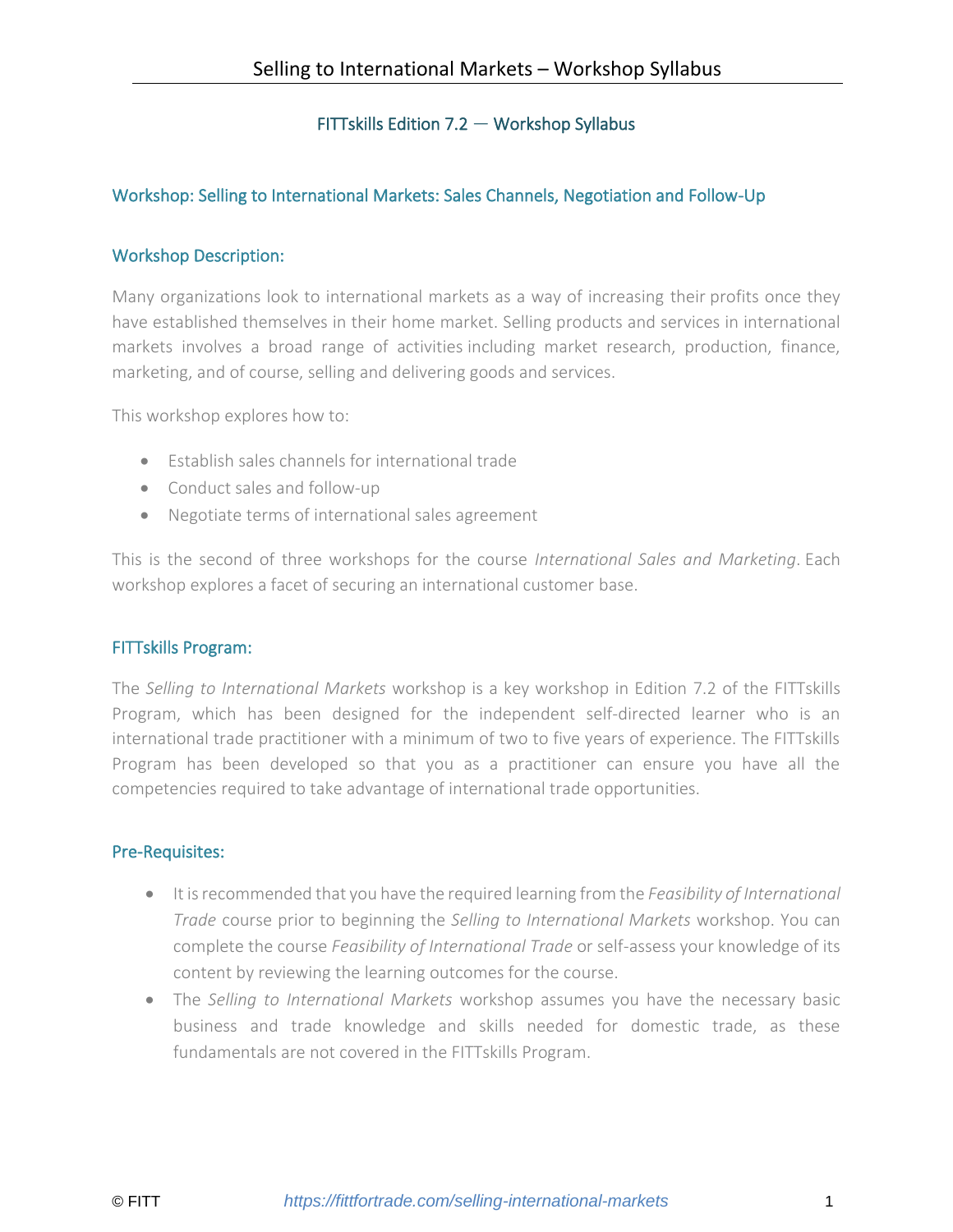FITTskills Edition 7.2 — Workshop Syllabus

## Workshop: Selling to International Markets: Sales Channels, Negotiation and Follow-Up

### Workshop Description:

Many organizations look to international markets as a way of increasing their profits once they have established themselves in their home market. Selling products and services in international markets involves a broad range of activities including market research, production, finance, marketing, and of course, selling and delivering goods and services.

This workshop explores how to:

- Establish sales channels for international trade
- Conduct sales and follow-up
- Negotiate terms of international sales agreement

This is the second of three workshops for the course *International Sales and Marketing*. Each workshop explores a facet of securing an international customer base.

### FITTskills Program:

The *Selling to International Markets* workshop is a key workshop in Edition 7.2 of the FITTskills Program, which has been designed for the independent self-directed learner who is an international trade practitioner with a minimum of two to five years of experience. The FITTskills Program has been developed so that you as a practitioner can ensure you have all the competencies required to take advantage of international trade opportunities.

### Pre-Requisites:

- It is recommended that you have the required learning from the *Feasibility of International Trade* course prior to beginning the *Selling to International Markets* workshop. You can complete the course *Feasibility of International Trade* or self-assess your knowledge of its content by reviewing the learning outcomes for the course.
- The *Selling to International Markets* workshop assumes you have the necessary basic business and trade knowledge and skills needed for domestic trade, as these fundamentals are not covered in the FITTskills Program.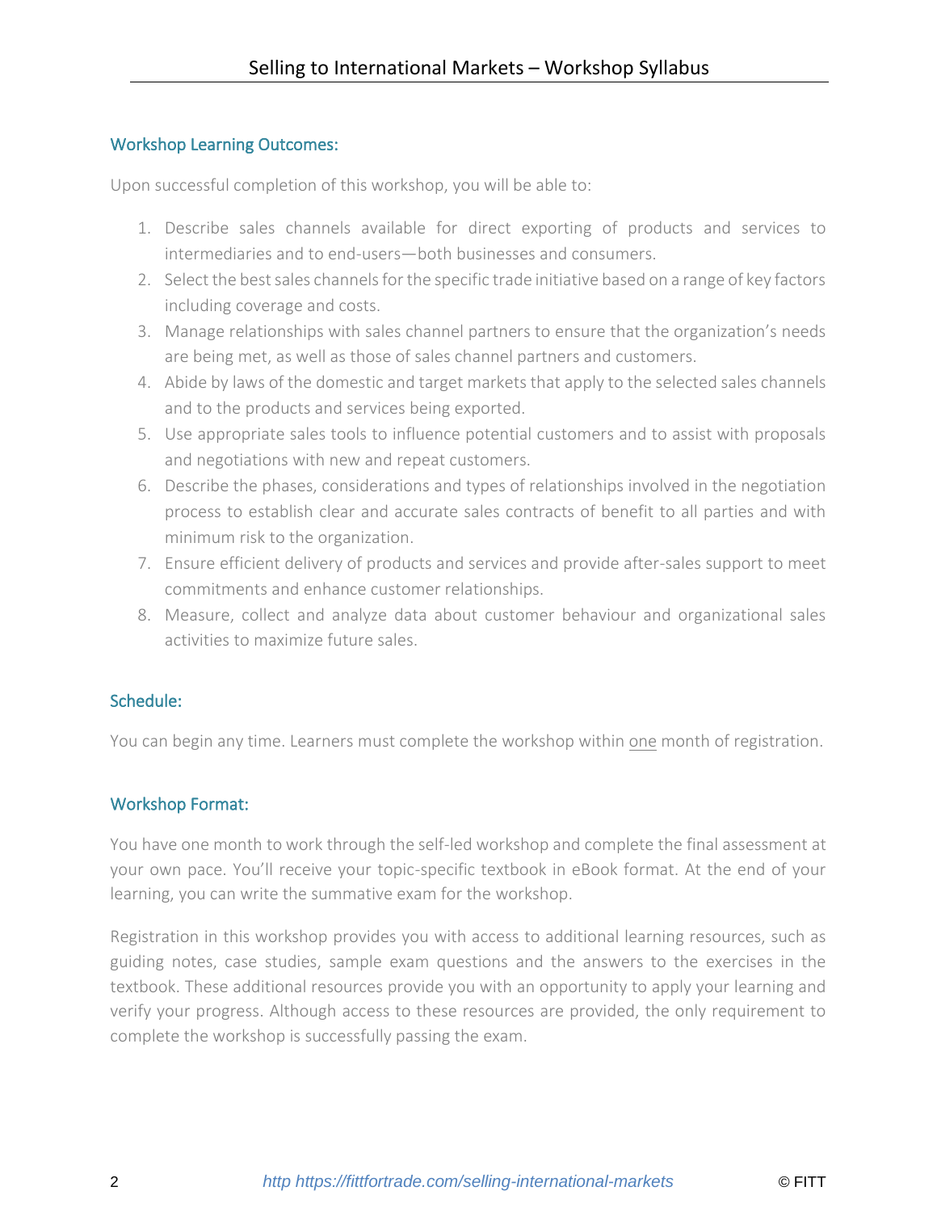## Workshop Learning Outcomes:

Upon successful completion of this workshop, you will be able to:

1. Describe sales channels available for direct exporting of products and services to intermediaries and to end-users—both businesses and consumers.
2. Select the best sales channels for the specific trade initiative based on a range of key factors including coverage and costs.
3. Manage relationships with sales channel partners to ensure that the organization's needs are being met, as well as those of sales channel partners and customers.
4. Abide by laws of the domestic and target markets that apply to the selected sales channels and to the products and services being exported.
5. Use appropriate sales tools to influence potential customers and to assist with proposals and negotiations with new and repeat customers.
6. Describe the phases, considerations and types of relationships involved in the negotiation process to establish clear and accurate sales contracts of benefit to all parties and with minimum risk to the organization.
7. Ensure efficient delivery of products and services and provide after-sales support to meet commitments and enhance customer relationships.
8. Measure, collect and analyze data about customer behaviour and organizational sales activities to maximize future sales.

## Schedule:

You can begin any time. Learners must complete the workshop within one month of registration.

## Workshop Format:

You have one month to work through the self-led workshop and complete the final assessment at your own pace. You'll receive your topic-specific textbook in eBook format. At the end of your learning, you can write the summative exam for the workshop.

Registration in this workshop provides you with access to additional learning resources, such as guiding notes, case studies, sample exam questions and the answers to the exercises in the textbook. These additional resources provide you with an opportunity to apply your learning and verify your progress. Although access to these resources are provided, the only requirement to complete the workshop is successfully passing the exam.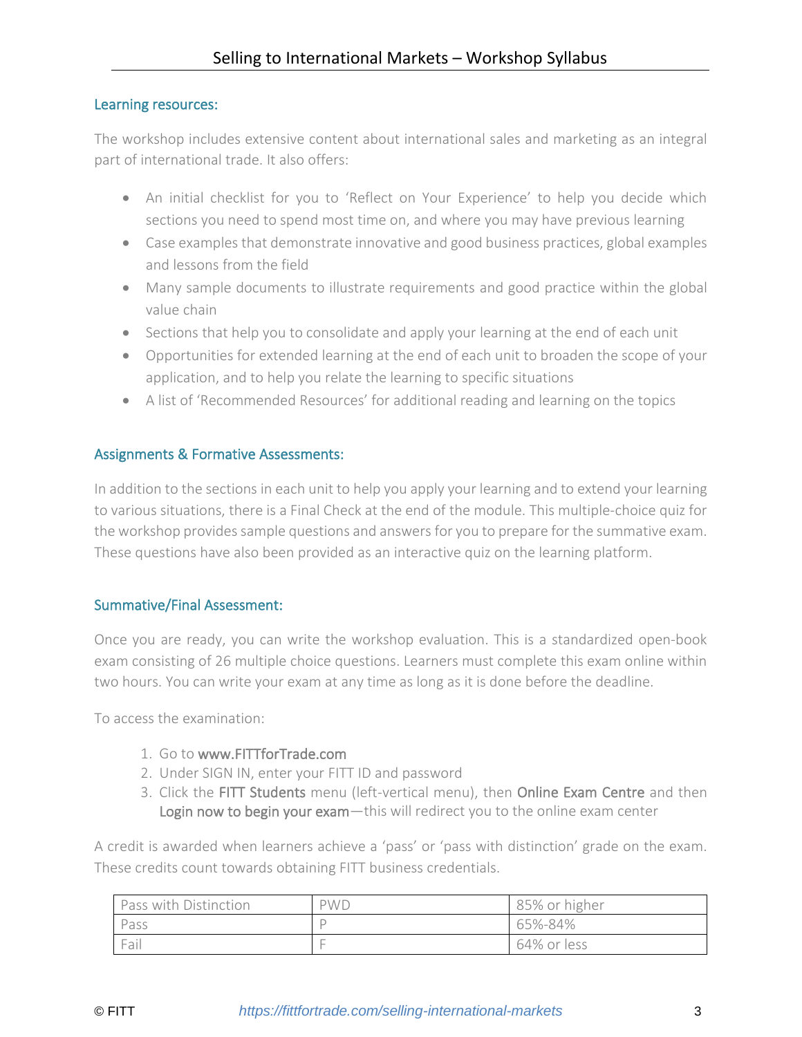## Learning resources:

The workshop includes extensive content about international sales and marketing as an integral part of international trade. It also offers:

- An initial checklist for you to 'Reflect on Your Experience' to help you decide which sections you need to spend most time on, and where you may have previous learning
- Case examples that demonstrate innovative and good business practices, global examples and lessons from the field
- Many sample documents to illustrate requirements and good practice within the global value chain
- Sections that help you to consolidate and apply your learning at the end of each unit
- Opportunities for extended learning at the end of each unit to broaden the scope of your application, and to help you relate the learning to specific situations
- A list of 'Recommended Resources' for additional reading and learning on the topics

## Assignments & Formative Assessments:

In addition to the sections in each unit to help you apply your learning and to extend your learning to various situations, there is a Final Check at the end of the module. This multiple-choice quiz for the workshop provides sample questions and answers for you to prepare for the summative exam. These questions have also been provided as an interactive quiz on the learning platform.

## Summative/Final Assessment:

Once you are ready, you can write the workshop evaluation. This is a standardized open-book exam consisting of 26 multiple choice questions. Learners must complete this exam online within two hours. You can write your exam at any time as long as it is done before the deadline.

To access the examination:

1. Go to www.FITTforTrade.com
2. Under SIGN IN, enter your FITT ID and password
3. Click the FITT Students menu (left-vertical menu), then Online Exam Centre and then Login now to begin your exam—this will redirect you to the online exam center

A credit is awarded when learners achieve a 'pass' or 'pass with distinction' grade on the exam. These credits count towards obtaining FITT business credentials.

| Pass with Distinction | PWD | 85% or higher |
|---|---|---|
| Pass | P | 65%-84% |
| Fail | F | 64% or less |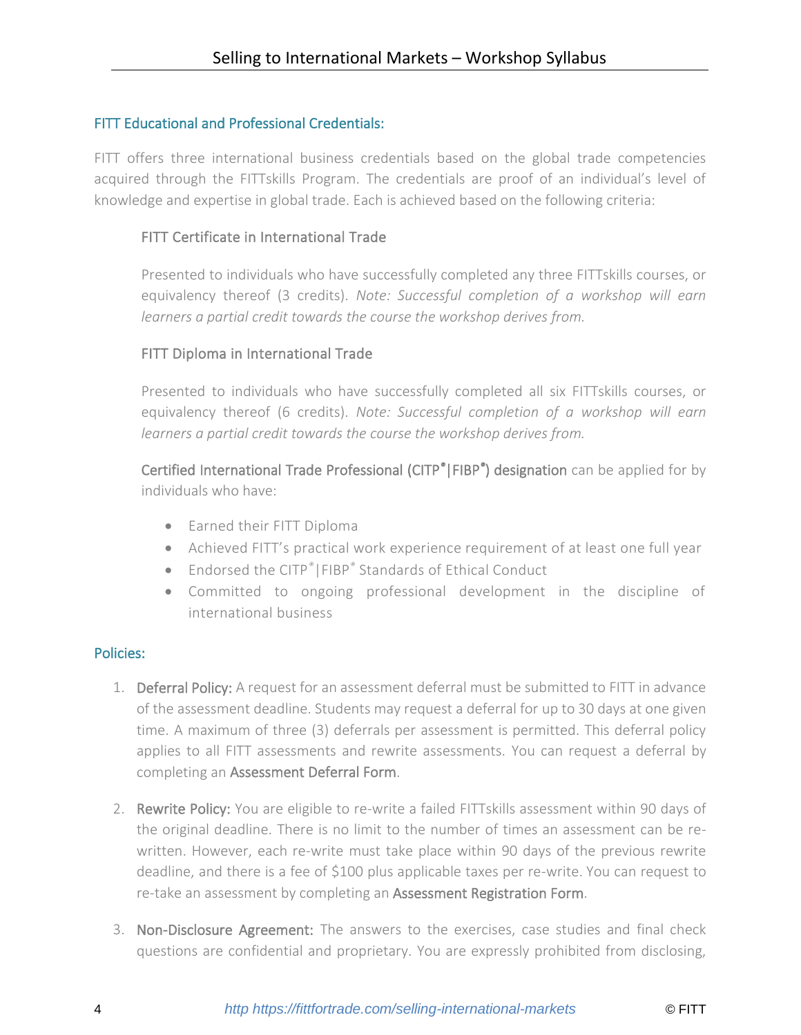## FITT Educational and Professional Credentials:

FITT offers three international business credentials based on the global trade competencies acquired through the FITTskills Program. The credentials are proof of an individual's level of knowledge and expertise in global trade. Each is achieved based on the following criteria:

### FITT Certificate in International Trade

Presented to individuals who have successfully completed any three FITTskills courses, or equivalency thereof (3 credits). *Note: Successful completion of a workshop will earn learners a partial credit towards the course the workshop derives from.*

### FITT Diploma in International Trade

Presented to individuals who have successfully completed all six FITTskills courses, or equivalency thereof (6 credits). *Note: Successful completion of a workshop will earn learners a partial credit towards the course the workshop derives from.*

**Certified International Trade Professional (CITP®|FIBP®) designation** can be applied for by individuals who have:

- Earned their FITT Diploma
- Achieved FITT's practical work experience requirement of at least one full year
- Endorsed the CITP®|FIBP® Standards of Ethical Conduct
- Committed to ongoing professional development in the discipline of international business

## Policies:

1. **Deferral Policy:** A request for an assessment deferral must be submitted to FITT in advance of the assessment deadline. Students may request a deferral for up to 30 days at one given time. A maximum of three (3) deferrals per assessment is permitted. This deferral policy applies to all FITT assessments and rewrite assessments. You can request a deferral by completing an **Assessment Deferral Form**.

2. **Rewrite Policy:** You are eligible to re-write a failed FITTskills assessment within 90 days of the original deadline. There is no limit to the number of times an assessment can be re-written. However, each re-write must take place within 90 days of the previous rewrite deadline, and there is a fee of $100 plus applicable taxes per re-write. You can request to re-take an assessment by completing an **Assessment Registration Form**.

3. **Non-Disclosure Agreement:** The answers to the exercises, case studies and final check questions are confidential and proprietary. You are expressly prohibited from disclosing,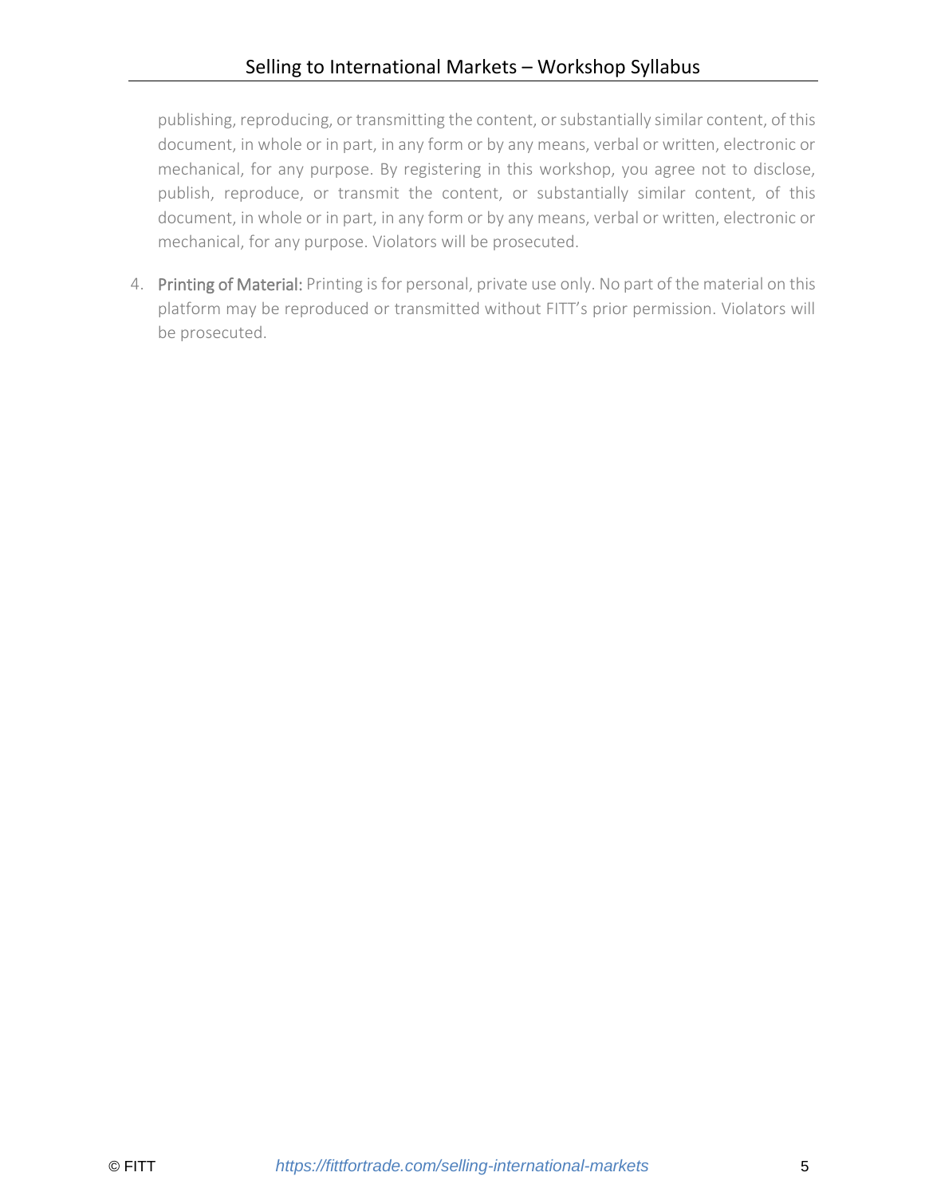publishing, reproducing, or transmitting the content, or substantially similar content, of this document, in whole or in part, in any form or by any means, verbal or written, electronic or mechanical, for any purpose. By registering in this workshop, you agree not to disclose, publish, reproduce, or transmit the content, or substantially similar content, of this document, in whole or in part, in any form or by any means, verbal or written, electronic or mechanical, for any purpose. Violators will be prosecuted.

4. **Printing of Material:** Printing is for personal, private use only. No part of the material on this platform may be reproduced or transmitted without FITT's prior permission. Violators will be prosecuted.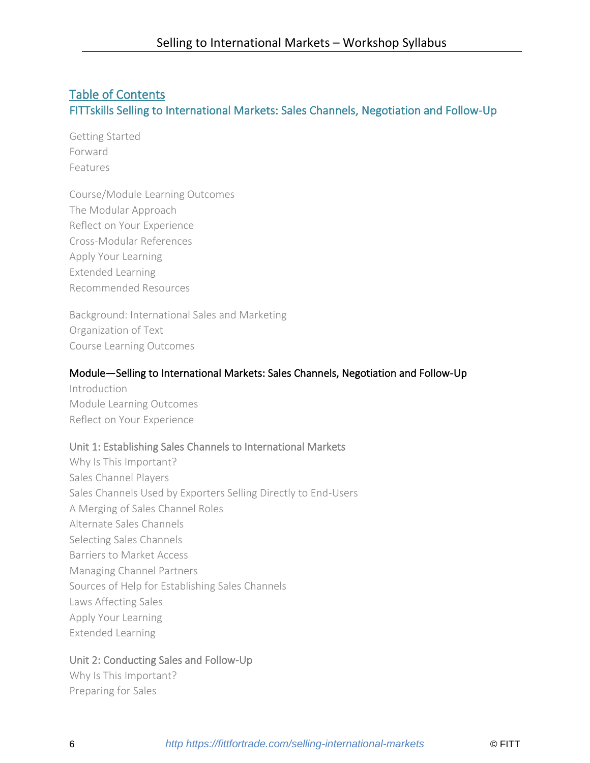## Table of Contents

### FITTskills Selling to International Markets: Sales Channels, Negotiation and Follow-Up

Getting Started
Forward
Features

Course/Module Learning Outcomes
The Modular Approach
Reflect on Your Experience
Cross-Modular References
Apply Your Learning
Extended Learning
Recommended Resources

Background: International Sales and Marketing
Organization of Text
Course Learning Outcomes

#### Module—Selling to International Markets: Sales Channels, Negotiation and Follow-Up

Introduction
Module Learning Outcomes
Reflect on Your Experience

Unit 1: Establishing Sales Channels to International Markets
Why Is This Important?
Sales Channel Players
Sales Channels Used by Exporters Selling Directly to End-Users
A Merging of Sales Channel Roles
Alternate Sales Channels
Selecting Sales Channels
Barriers to Market Access
Managing Channel Partners
Sources of Help for Establishing Sales Channels
Laws Affecting Sales
Apply Your Learning
Extended Learning

Unit 2: Conducting Sales and Follow-Up
Why Is This Important?
Preparing for Sales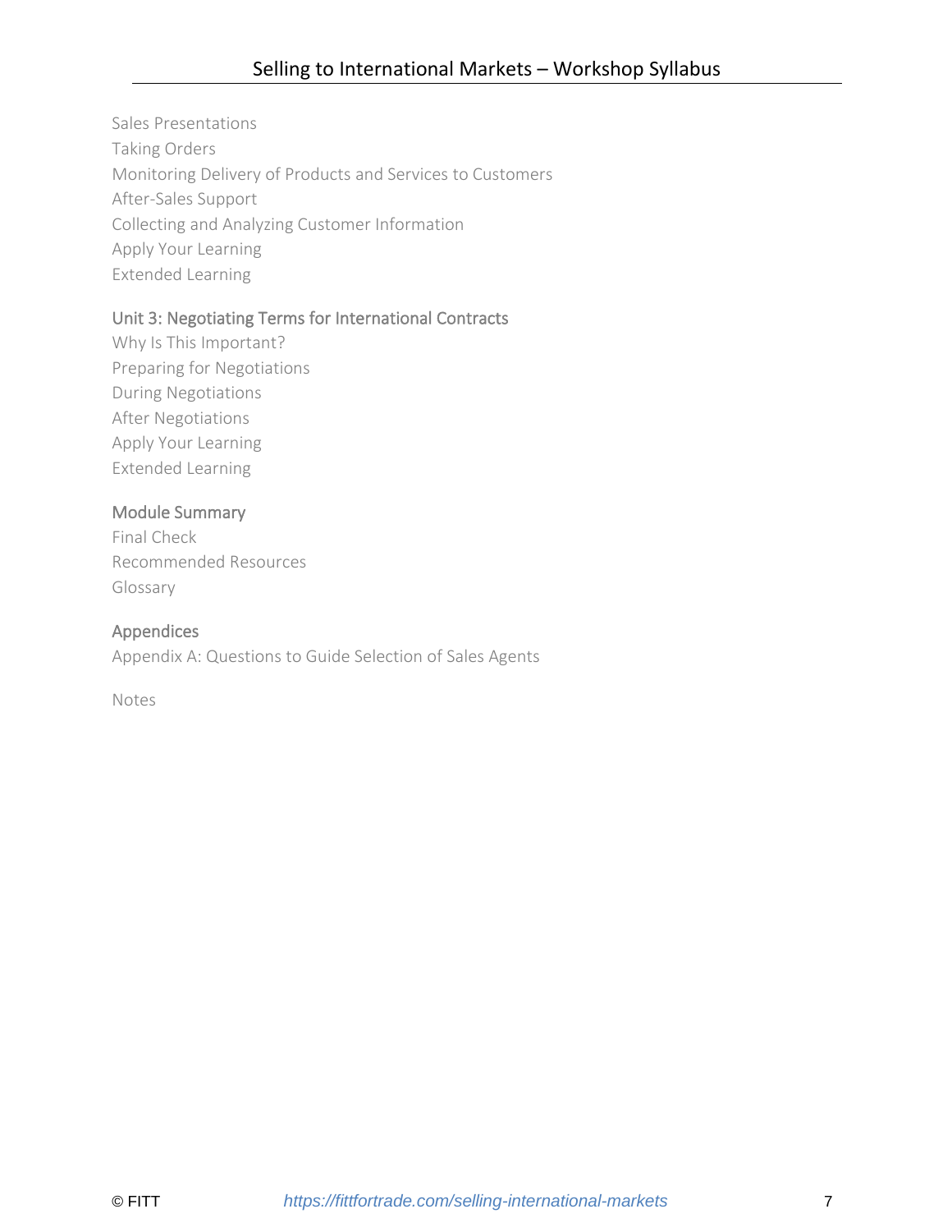Sales Presentations
Taking Orders
Monitoring Delivery of Products and Services to Customers
After-Sales Support
Collecting and Analyzing Customer Information
Apply Your Learning
Extended Learning

### Unit 3: Negotiating Terms for International Contracts

Why Is This Important?
Preparing for Negotiations
During Negotiations
After Negotiations
Apply Your Learning
Extended Learning

### Module Summary

Final Check
Recommended Resources
Glossary

### Appendices

Appendix A: Questions to Guide Selection of Sales Agents

Notes